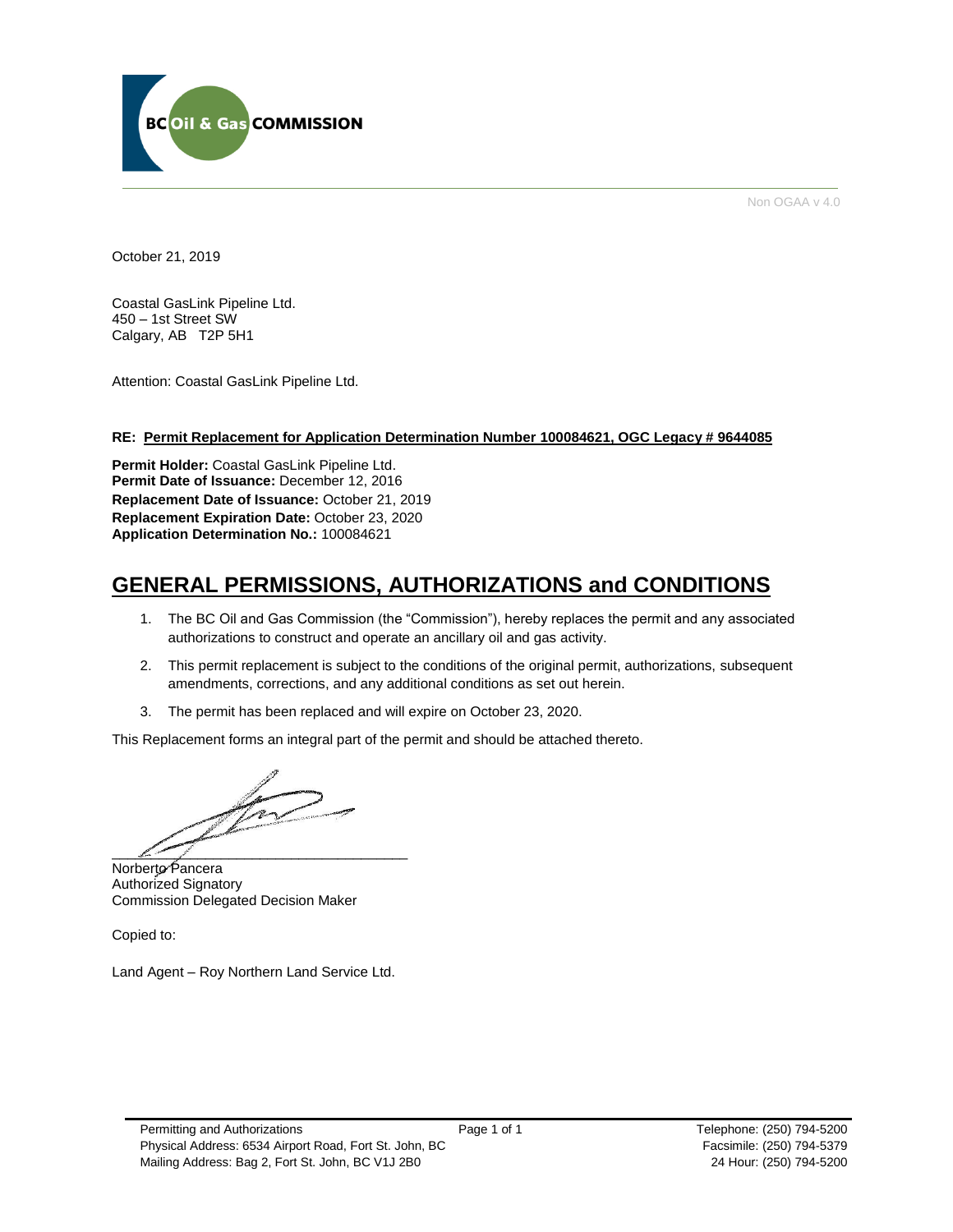BC Oil & Gas COMMISSION

Non OGAA v 4.0

October 21, 2019

Coastal GasLink Pipeline Ltd.
450 – 1st Street SW
Calgary, AB T2P 5H1

Attention: Coastal GasLink Pipeline Ltd.

**RE: Permit Replacement for Application Determination Number 100084621, OGC Legacy # 9644085**

**Permit Holder:** Coastal GasLink Pipeline Ltd.
**Permit Date of Issuance:** December 12, 2016
**Replacement Date of Issuance:** October 21, 2019
**Replacement Expiration Date:** October 23, 2020
**Application Determination No.:** 100084621

# GENERAL PERMISSIONS, AUTHORIZATIONS and CONDITIONS

1. The BC Oil and Gas Commission (the "Commission"), hereby replaces the permit and any associated authorizations to construct and operate an ancillary oil and gas activity.
2. This permit replacement is subject to the conditions of the original permit, authorizations, subsequent amendments, corrections, and any additional conditions as set out herein.
3. The permit has been replaced and will expire on October 23, 2020.

This Replacement forms an integral part of the permit and should be attached thereto.

Norberto Pancera
Authorized Signatory
Commission Delegated Decision Maker

Copied to:

Land Agent – Roy Northern Land Service Ltd.

Permitting and Authorizations
Physical Address: 6534 Airport Road, Fort St. John, BC
Mailing Address: Bag 2, Fort St. John, BC V1J 2B0

Telephone: (250) 794-5200
Facsimile: (250) 794-5379
24 Hour: (250) 794-5200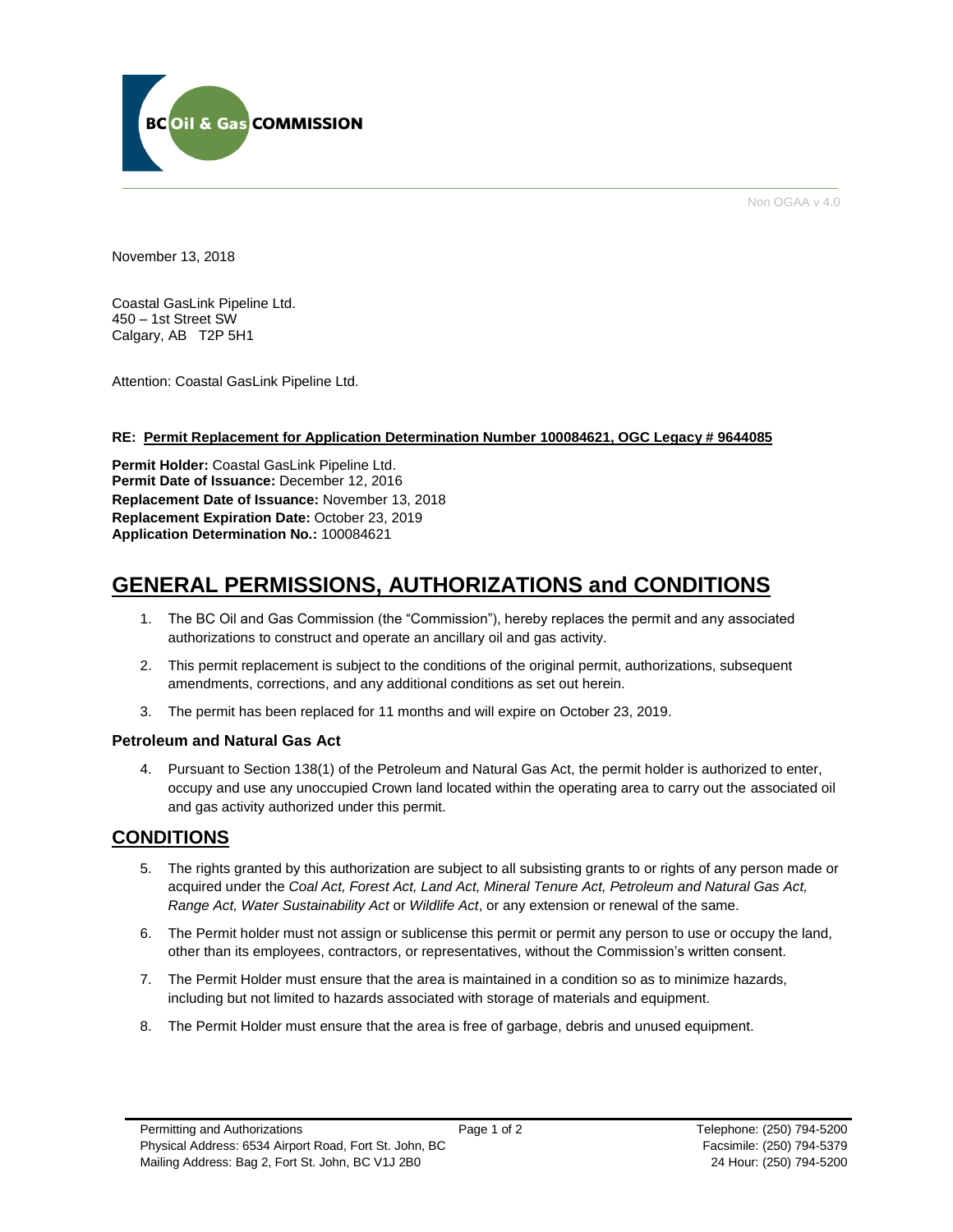BC Oil & Gas COMMISSION

Non OGAA v 4.0

November 13, 2018

Coastal GasLink Pipeline Ltd.
450 – 1st Street SW
Calgary, AB T2P 5H1

Attention: Coastal GasLink Pipeline Ltd.

**RE: Permit Replacement for Application Determination Number 100084621, OGC Legacy # 9644085**

**Permit Holder:** Coastal GasLink Pipeline Ltd.
**Permit Date of Issuance:** December 12, 2016
**Replacement Date of Issuance:** November 13, 2018
**Replacement Expiration Date:** October 23, 2019
**Application Determination No.:** 100084621

# GENERAL PERMISSIONS, AUTHORIZATIONS and CONDITIONS

1. The BC Oil and Gas Commission (the "Commission"), hereby replaces the permit and any associated authorizations to construct and operate an ancillary oil and gas activity.
2. This permit replacement is subject to the conditions of the original permit, authorizations, subsequent amendments, corrections, and any additional conditions as set out herein.
3. The permit has been replaced for 11 months and will expire on October 23, 2019.

### Petroleum and Natural Gas Act

4. Pursuant to Section 138(1) of the Petroleum and Natural Gas Act, the permit holder is authorized to enter, occupy and use any unoccupied Crown land located within the operating area to carry out the associated oil and gas activity authorized under this permit.

## CONDITIONS

5. The rights granted by this authorization are subject to all subsisting grants to or rights of any person made or acquired under the *Coal Act, Forest Act, Land Act, Mineral Tenure Act, Petroleum and Natural Gas Act, Range Act, Water Sustainability Act* or *Wildlife Act*, or any extension or renewal of the same.
6. The Permit holder must not assign or sublicense this permit or permit any person to use or occupy the land, other than its employees, contractors, or representatives, without the Commission's written consent.
7. The Permit Holder must ensure that the area is maintained in a condition so as to minimize hazards, including but not limited to hazards associated with storage of materials and equipment.
8. The Permit Holder must ensure that the area is free of garbage, debris and unused equipment.

Permitting and Authorizations
Physical Address: 6534 Airport Road, Fort St. John, BC
Mailing Address: Bag 2, Fort St. John, BC V1J 2B0

Telephone: (250) 794-5200
Facsimile: (250) 794-5379
24 Hour: (250) 794-5200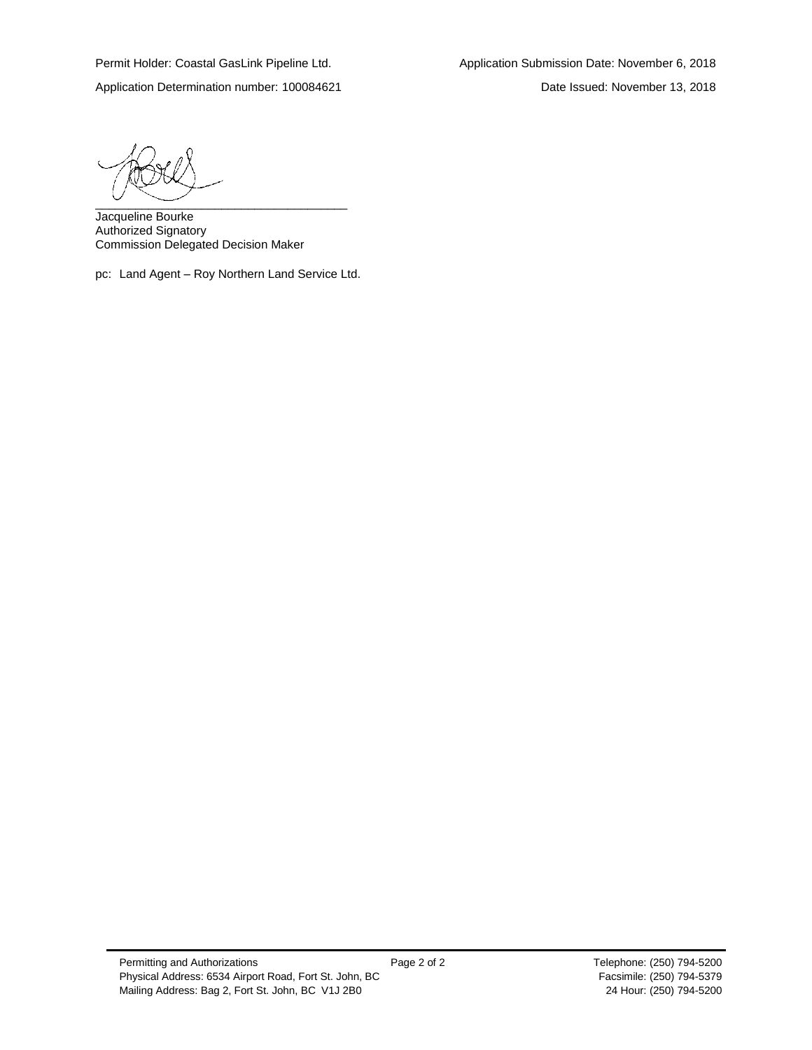Permit Holder: Coastal GasLink Pipeline Ltd.  
Application Determination number: 100084621

Application Submission Date: November 6, 2018  
Date Issued: November 13, 2018

\_\_\_\_\_\_\_\_\_\_\_\_\_\_\_\_\_\_\_\_\_\_\_\_\_\_\_\_\_\_\_\_\_\_\_\_\_\_

Jacqueline Bourke  
Authorized Signatory  
Commission Delegated Decision Maker

pc: Land Agent – Roy Northern Land Service Ltd.

Permitting and Authorizations  
Physical Address: 6534 Airport Road, Fort St. John, BC  
Mailing Address: Bag 2, Fort St. John, BC V1J 2B0

Telephone: (250) 794-5200  
Facsimile: (250) 794-5379  
24 Hour: (250) 794-5200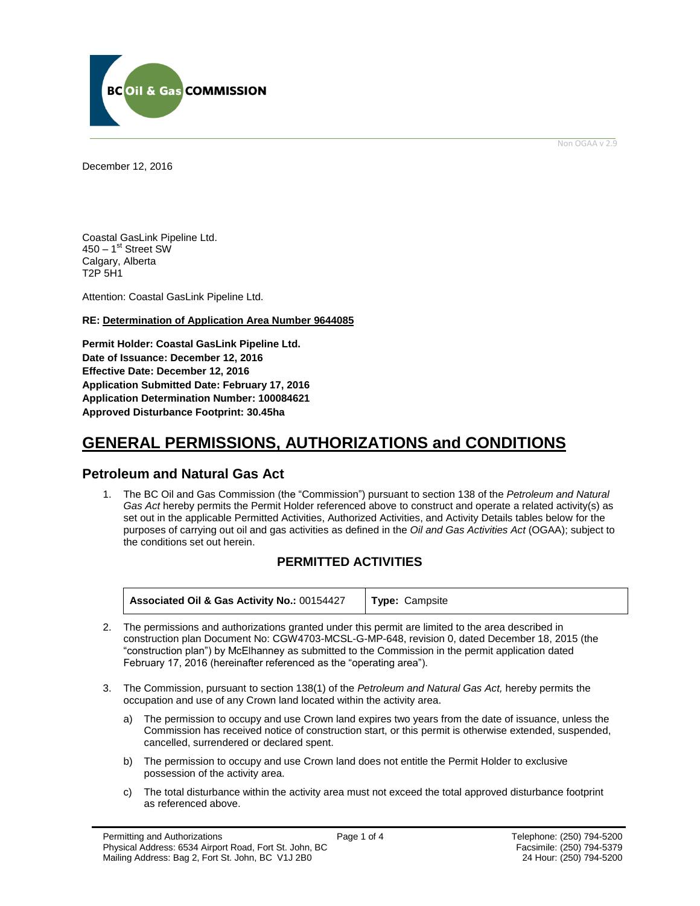BC Oil & Gas COMMISSION

Non OGAA v 2.9

December 12, 2016

Coastal GasLink Pipeline Ltd.  
450 – 1st Street SW  
Calgary, Alberta  
T2P 5H1

Attention: Coastal GasLink Pipeline Ltd.

**RE: Determination of Application Area Number 9644085**

**Permit Holder: Coastal GasLink Pipeline Ltd.**  
**Date of Issuance: December 12, 2016**  
**Effective Date: December 12, 2016**  
**Application Submitted Date: February 17, 2016**  
**Application Determination Number: 100084621**  
**Approved Disturbance Footprint: 30.45ha**

# GENERAL PERMISSIONS, AUTHORIZATIONS and CONDITIONS

## Petroleum and Natural Gas Act

1. The BC Oil and Gas Commission (the "Commission") pursuant to section 138 of the *Petroleum and Natural Gas Act* hereby permits the Permit Holder referenced above to construct and operate a related activity(s) as set out in the applicable Permitted Activities, Authorized Activities, and Activity Details tables below for the purposes of carrying out oil and gas activities as defined in the *Oil and Gas Activities Act* (OGAA); subject to the conditions set out herein.

### PERMITTED ACTIVITIES

| **Associated Oil & Gas Activity No.:** 00154427 | **Type:** Campsite |
|---|---|

2. The permissions and authorizations granted under this permit are limited to the area described in construction plan Document No: CGW4703-MCSL-G-MP-648, revision 0, dated December 18, 2015 (the "construction plan") by McElhanney as submitted to the Commission in the permit application dated February 17, 2016 (hereinafter referenced as the "operating area").

3. The Commission, pursuant to section 138(1) of the *Petroleum and Natural Gas Act,* hereby permits the occupation and use of any Crown land located within the activity area.

   a) The permission to occupy and use Crown land expires two years from the date of issuance, unless the Commission has received notice of construction start, or this permit is otherwise extended, suspended, cancelled, surrendered or declared spent.

   b) The permission to occupy and use Crown land does not entitle the Permit Holder to exclusive possession of the activity area.

   c) The total disturbance within the activity area must not exceed the total approved disturbance footprint as referenced above.

Permitting and Authorizations  
Physical Address: 6534 Airport Road, Fort St. John, BC  
Mailing Address: Bag 2, Fort St. John, BC V1J 2B0

Telephone: (250) 794-5200  
Facsimile: (250) 794-5379  
24 Hour: (250) 794-5200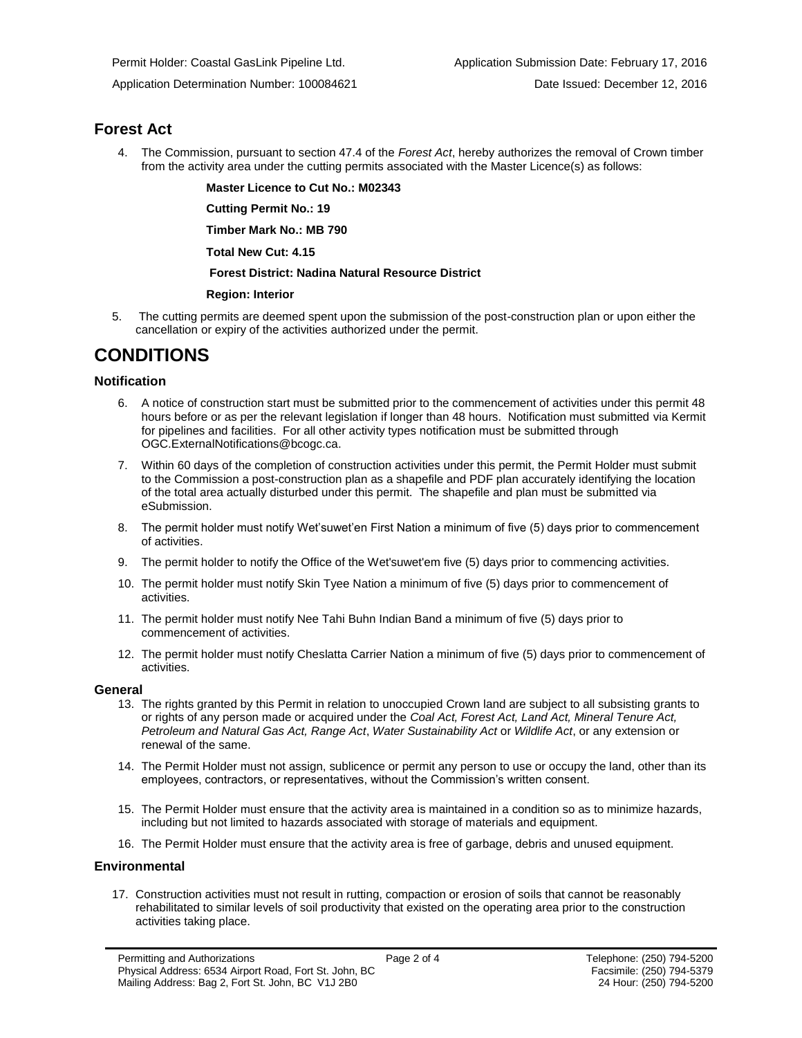Permit Holder: Coastal GasLink Pipeline Ltd.

Application Submission Date: February 17, 2016

Application Determination Number: 100084621

Date Issued: December 12, 2016

## Forest Act

4. The Commission, pursuant to section 47.4 of the *Forest Act*, hereby authorizes the removal of Crown timber from the activity area under the cutting permits associated with the Master Licence(s) as follows:

   **Master Licence to Cut No.: M02343**

   **Cutting Permit No.: 19**

   **Timber Mark No.: MB 790**

   **Total New Cut: 4.15**

   **Forest District: Nadina Natural Resource District**

   **Region: Interior**

5. The cutting permits are deemed spent upon the submission of the post-construction plan or upon either the cancellation or expiry of the activities authorized under the permit.

# CONDITIONS

### Notification

6. A notice of construction start must be submitted prior to the commencement of activities under this permit 48 hours before or as per the relevant legislation if longer than 48 hours. Notification must submitted via Kermit for pipelines and facilities. For all other activity types notification must be submitted through OGC.ExternalNotifications@bcogc.ca.
7. Within 60 days of the completion of construction activities under this permit, the Permit Holder must submit to the Commission a post-construction plan as a shapefile and PDF plan accurately identifying the location of the total area actually disturbed under this permit. The shapefile and plan must be submitted via eSubmission.
8. The permit holder must notify Wet'suwet'en First Nation a minimum of five (5) days prior to commencement of activities.
9. The permit holder to notify the Office of the Wet'suwet'em five (5) days prior to commencing activities.
10. The permit holder must notify Skin Tyee Nation a minimum of five (5) days prior to commencement of activities.
11. The permit holder must notify Nee Tahi Buhn Indian Band a minimum of five (5) days prior to commencement of activities.
12. The permit holder must notify Cheslatta Carrier Nation a minimum of five (5) days prior to commencement of activities.

### General

13. The rights granted by this Permit in relation to unoccupied Crown land are subject to all subsisting grants to or rights of any person made or acquired under the *Coal Act, Forest Act, Land Act, Mineral Tenure Act, Petroleum and Natural Gas Act, Range Act*, *Water Sustainability Act* or *Wildlife Act*, or any extension or renewal of the same.
14. The Permit Holder must not assign, sublicence or permit any person to use or occupy the land, other than its employees, contractors, or representatives, without the Commission's written consent.
15. The Permit Holder must ensure that the activity area is maintained in a condition so as to minimize hazards, including but not limited to hazards associated with storage of materials and equipment.
16. The Permit Holder must ensure that the activity area is free of garbage, debris and unused equipment.

### Environmental

17. Construction activities must not result in rutting, compaction or erosion of soils that cannot be reasonably rehabilitated to similar levels of soil productivity that existed on the operating area prior to the construction activities taking place.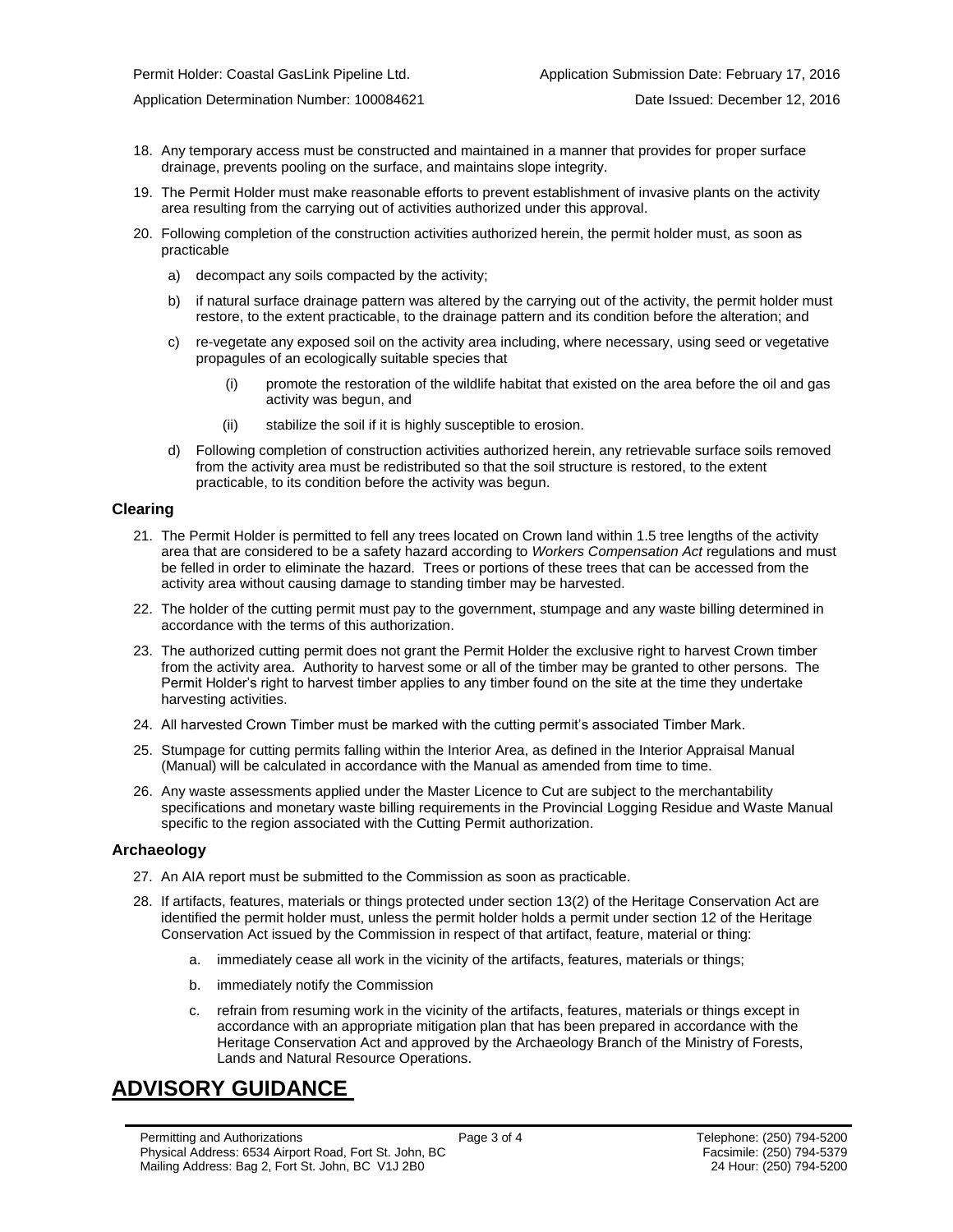18. Any temporary access must be constructed and maintained in a manner that provides for proper surface drainage, prevents pooling on the surface, and maintains slope integrity.
19. The Permit Holder must make reasonable efforts to prevent establishment of invasive plants on the activity area resulting from the carrying out of activities authorized under this approval.
20. Following completion of the construction activities authorized herein, the permit holder must, as soon as practicable
    a) decompact any soils compacted by the activity;
    b) if natural surface drainage pattern was altered by the carrying out of the activity, the permit holder must restore, to the extent practicable, to the drainage pattern and its condition before the alteration; and
    c) re-vegetate any exposed soil on the activity area including, where necessary, using seed or vegetative propagules of an ecologically suitable species that
        (i) promote the restoration of the wildlife habitat that existed on the area before the oil and gas activity was begun, and
        (ii) stabilize the soil if it is highly susceptible to erosion.
    d) Following completion of construction activities authorized herein, any retrievable surface soils removed from the activity area must be redistributed so that the soil structure is restored, to the extent practicable, to its condition before the activity was begun.

### Clearing

21. The Permit Holder is permitted to fell any trees located on Crown land within 1.5 tree lengths of the activity area that are considered to be a safety hazard according to *Workers Compensation Act* regulations and must be felled in order to eliminate the hazard. Trees or portions of these trees that can be accessed from the activity area without causing damage to standing timber may be harvested.
22. The holder of the cutting permit must pay to the government, stumpage and any waste billing determined in accordance with the terms of this authorization.
23. The authorized cutting permit does not grant the Permit Holder the exclusive right to harvest Crown timber from the activity area. Authority to harvest some or all of the timber may be granted to other persons. The Permit Holder's right to harvest timber applies to any timber found on the site at the time they undertake harvesting activities.
24. All harvested Crown Timber must be marked with the cutting permit's associated Timber Mark.
25. Stumpage for cutting permits falling within the Interior Area, as defined in the Interior Appraisal Manual (Manual) will be calculated in accordance with the Manual as amended from time to time.
26. Any waste assessments applied under the Master Licence to Cut are subject to the merchantability specifications and monetary waste billing requirements in the Provincial Logging Residue and Waste Manual specific to the region associated with the Cutting Permit authorization.

### Archaeology

27. An AIA report must be submitted to the Commission as soon as practicable.
28. If artifacts, features, materials or things protected under section 13(2) of the Heritage Conservation Act are identified the permit holder must, unless the permit holder holds a permit under section 12 of the Heritage Conservation Act issued by the Commission in respect of that artifact, feature, material or thing:
    a. immediately cease all work in the vicinity of the artifacts, features, materials or things;
    b. immediately notify the Commission
    c. refrain from resuming work in the vicinity of the artifacts, features, materials or things except in accordance with an appropriate mitigation plan that has been prepared in accordance with the Heritage Conservation Act and approved by the Archaeology Branch of the Ministry of Forests, Lands and Natural Resource Operations.

# ADVISORY GUIDANCE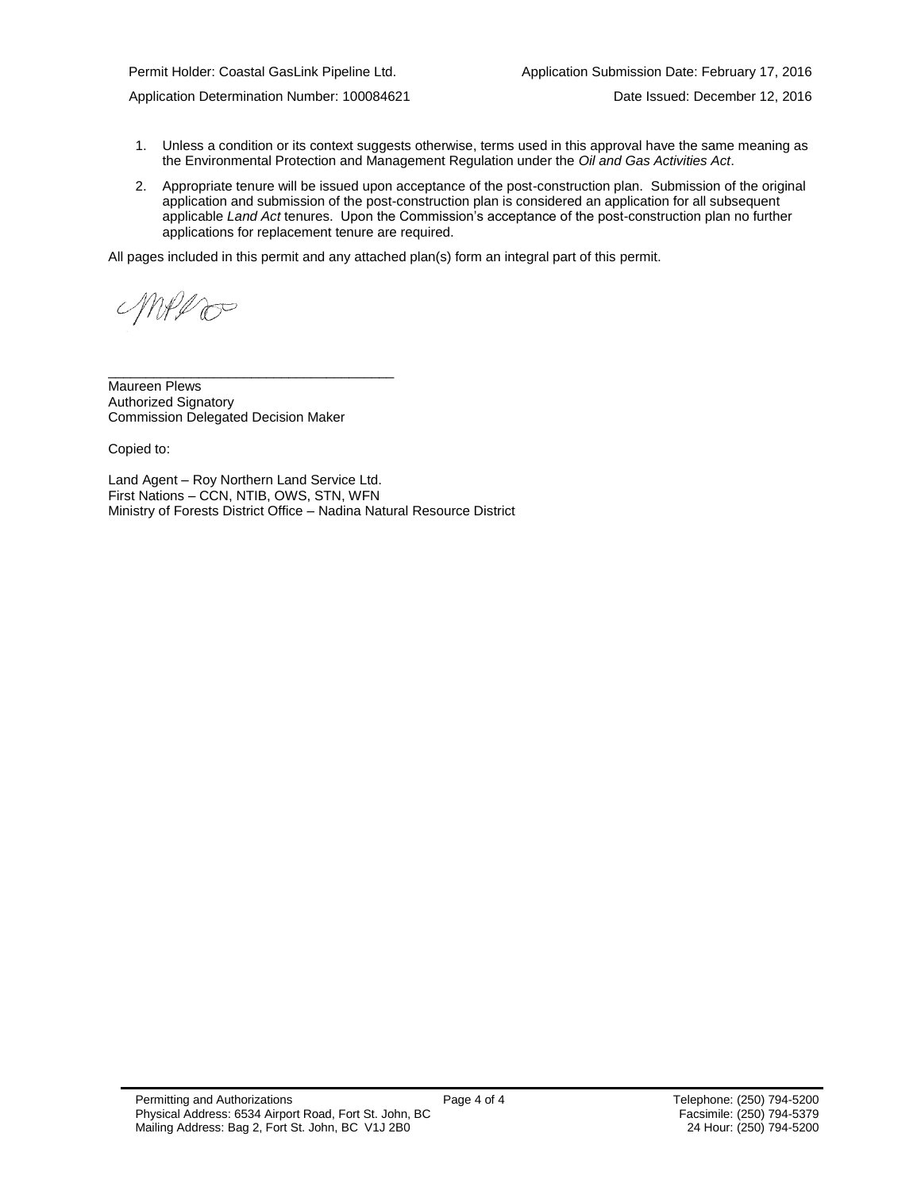1. Unless a condition or its context suggests otherwise, terms used in this approval have the same meaning as the Environmental Protection and Management Regulation under the *Oil and Gas Activities Act*.
2. Appropriate tenure will be issued upon acceptance of the post-construction plan. Submission of the original application and submission of the post-construction plan is considered an application for all subsequent applicable *Land Act* tenures. Upon the Commission's acceptance of the post-construction plan no further applications for replacement tenure are required.

All pages included in this permit and any attached plan(s) form an integral part of this permit.

\_\_\_\_\_\_\_\_\_\_\_\_\_\_\_\_\_\_\_\_\_\_\_\_\_\_\_\_\_\_\_\_\_\_\_\_\_\_\_\_

Maureen Plews
Authorized Signatory
Commission Delegated Decision Maker

Copied to:

Land Agent – Roy Northern Land Service Ltd.
First Nations – CCN, NTIB, OWS, STN, WFN
Ministry of Forests District Office – Nadina Natural Resource District